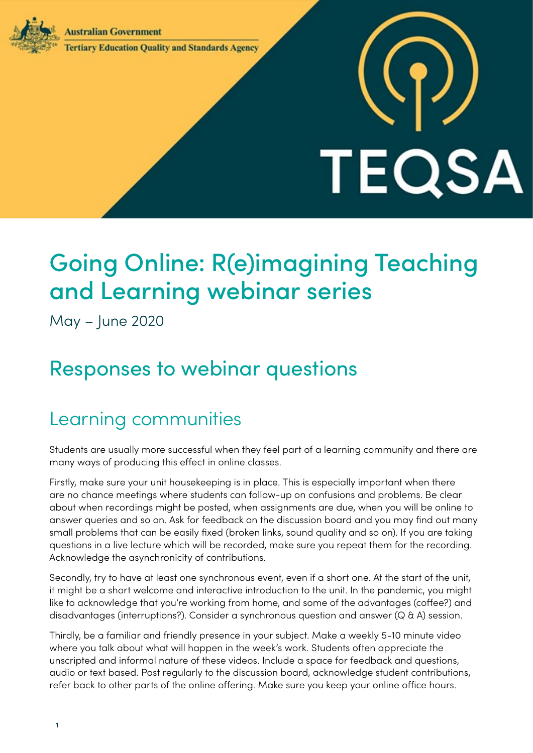Australian Government

Tertiary Education Quality and Standards Agency

TEQSA

# Going Online: R(e)imagining Teaching and Learning webinar series

May – June 2020

## Responses to webinar questions

### Learning communities

Students are usually more successful when they feel part of a learning community and there are many ways of producing this effect in online classes.

Firstly, make sure your unit housekeeping is in place. This is especially important when there are no chance meetings where students can follow-up on confusions and problems. Be clear about when recordings might be posted, when assignments are due, when you will be online to answer queries and so on. Ask for feedback on the discussion board and you may find out many small problems that can be easily fixed (broken links, sound quality and so on). If you are taking questions in a live lecture which will be recorded, make sure you repeat them for the recording. Acknowledge the asynchronicity of contributions.

Secondly, try to have at least one synchronous event, even if a short one. At the start of the unit, it might be a short welcome and interactive introduction to the unit. In the pandemic, you might like to acknowledge that you're working from home, and some of the advantages (coffee?) and disadvantages (interruptions?). Consider a synchronous question and answer (Q & A) session.

Thirdly, be a familiar and friendly presence in your subject. Make a weekly 5-10 minute video where you talk about what will happen in the week's work. Students often appreciate the unscripted and informal nature of these videos. Include a space for feedback and questions, audio or text based. Post regularly to the discussion board, acknowledge student contributions, refer back to other parts of the online offering. Make sure you keep your online office hours.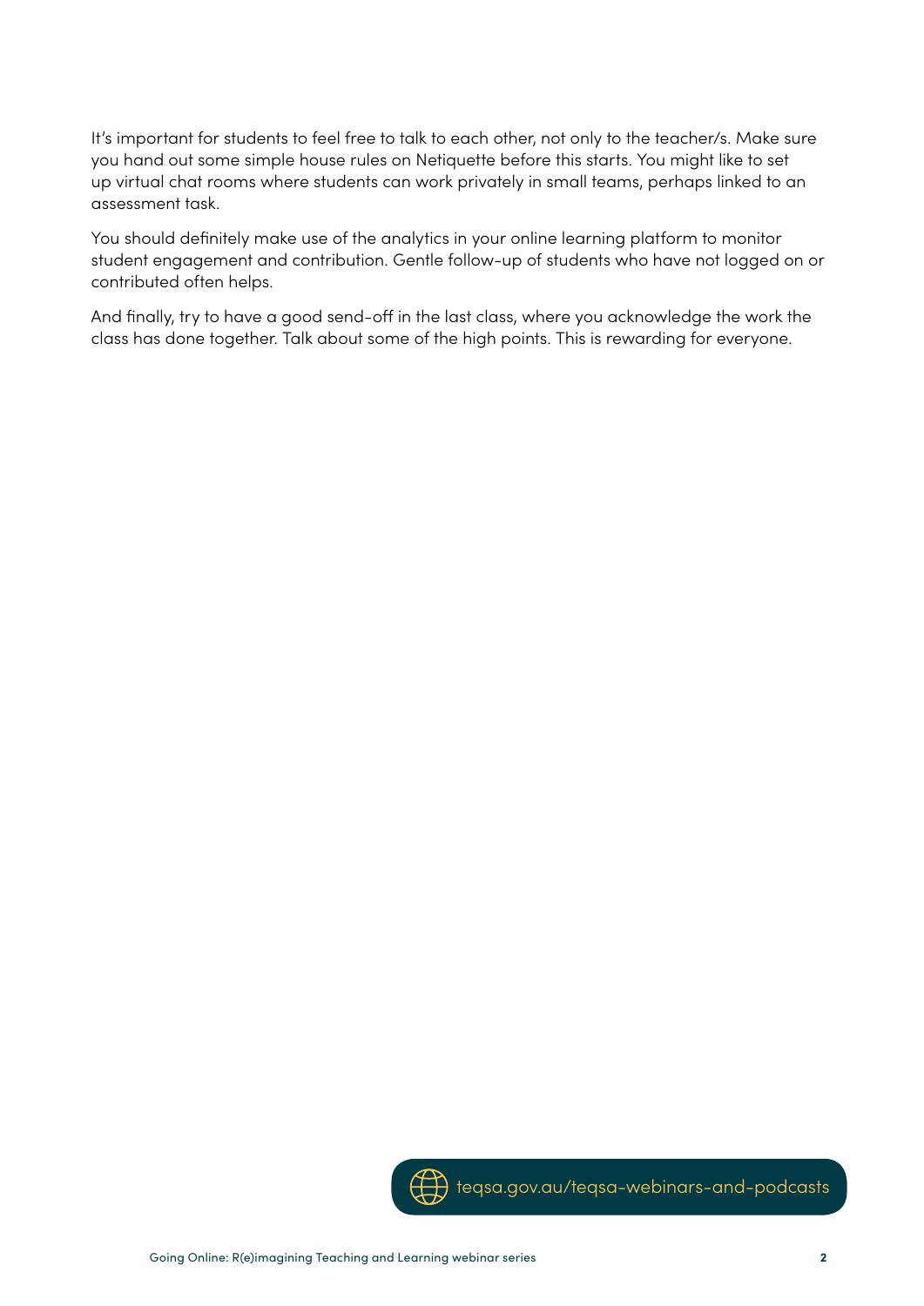It's important for students to feel free to talk to each other, not only to the teacher/s. Make sure you hand out some simple house rules on Netiquette before this starts. You might like to set up virtual chat rooms where students can work privately in small teams, perhaps linked to an assessment task.

You should definitely make use of the analytics in your online learning platform to monitor student engagement and contribution. Gentle follow-up of students who have not logged on or contributed often helps.

And finally, try to have a good send-off in the last class, where you acknowledge the work the class has done together. Talk about some of the high points. This is rewarding for everyone.

teqsa.gov.au/teqsa-webinars-and-podcasts